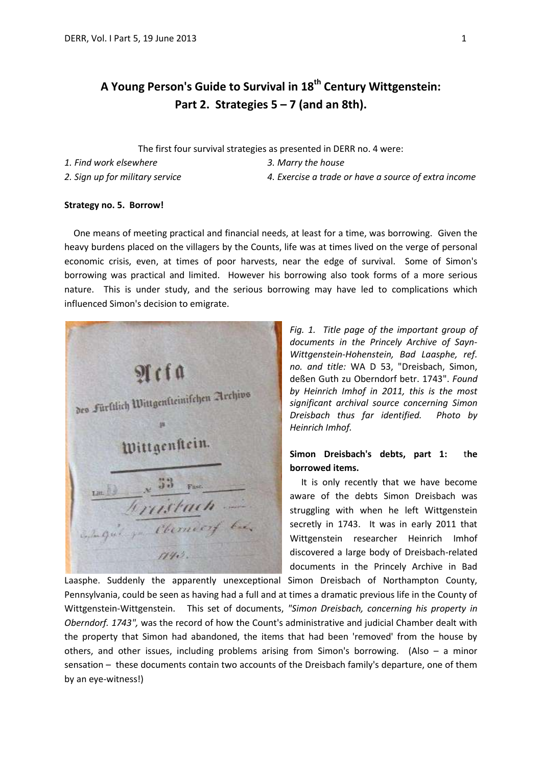# A Young Person's Guide to Survival in 18th Century Wittgenstein: Part 2. Strategies 5 – 7 (and an 8th).

The first four survival strategies as presented in DERR no. 4 were:

*1. Find work elsewhere*

*2. Sign up for military service*

*3. Marry the house*

*4. Exercise a trade or have a source of extra income*

**Strategy no. 5. Borrow!**

One means of meeting practical and financial needs, at least for a time, was borrowing. Given the heavy burdens placed on the villagers by the Counts, life was at times lived on the verge of personal economic crisis, even, at times of poor harvests, near the edge of survival. Some of Simon's borrowing was practical and limited. However his borrowing also took forms of a more serious nature. This is under study, and the serious borrowing may have led to complications which influenced Simon's decision to emigrate.

*Fig. 1. Title page of the important group of documents in the Princely Archive of Sayn-Wittgenstein-Hohenstein, Bad Laasphe, ref. no. and title:* WA D 53, "Dreisbach, Simon, deßen Guth zu Oberndorf betr. 1743". *Found by Heinrich Imhof in 2011, this is the most significant archival source concerning Simon Dreisbach thus far identified. Photo by Heinrich Imhof.*

**Simon Dreisbach's debts, part 1: the borrowed items.**

It is only recently that we have become aware of the debts Simon Dreisbach was struggling with when he left Wittgenstein secretly in 1743. It was in early 2011 that Wittgenstein researcher Heinrich Imhof discovered a large body of Dreisbach-related documents in the Princely Archive in Bad Laasphe. Suddenly the apparently unexceptional Simon Dreisbach of Northampton County, Pennsylvania, could be seen as having had a full and at times a dramatic previous life in the County of Wittgenstein-Wittgenstein. This set of documents, *"Simon Dreisbach, concerning his property in Oberndorf. 1743",* was the record of how the Count's administrative and judicial Chamber dealt with the property that Simon had abandoned, the items that had been 'removed' from the house by others, and other issues, including problems arising from Simon's borrowing. (Also – a minor sensation – these documents contain two accounts of the Dreisbach family's departure, one of them by an eye-witness!)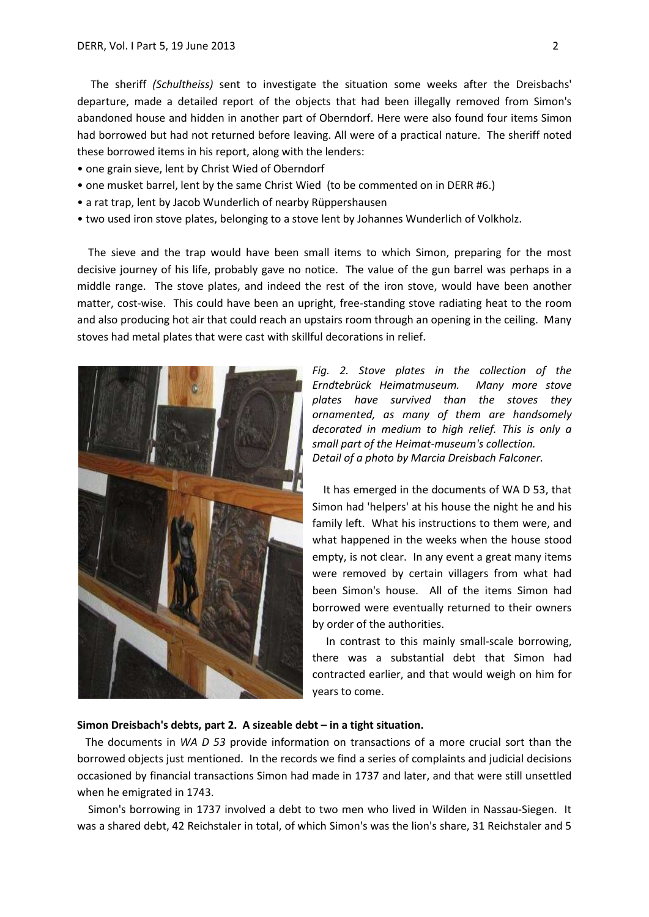The sheriff *(Schultheiss)* sent to investigate the situation some weeks after the Dreisbachs' departure, made a detailed report of the objects that had been illegally removed from Simon's abandoned house and hidden in another part of Oberndorf. Here were also found four items Simon had borrowed but had not returned before leaving. All were of a practical nature. The sheriff noted these borrowed items in his report, along with the lenders:

- one grain sieve, lent by Christ Wied of Oberndorf
- one musket barrel, lent by the same Christ Wied (to be commented on in DERR #6.)
- a rat trap, lent by Jacob Wunderlich of nearby Rüppershausen
- two used iron stove plates, belonging to a stove lent by Johannes Wunderlich of Volkholz.

The sieve and the trap would have been small items to which Simon, preparing for the most decisive journey of his life, probably gave no notice. The value of the gun barrel was perhaps in a middle range. The stove plates, and indeed the rest of the iron stove, would have been another matter, cost-wise. This could have been an upright, free-standing stove radiating heat to the room and also producing hot air that could reach an upstairs room through an opening in the ceiling. Many stoves had metal plates that were cast with skillful decorations in relief.

*Fig. 2. Stove plates in the collection of the Erndtebrück Heimatmuseum. Many more stove plates have survived than the stoves they ornamented, as many of them are handsomely decorated in medium to high relief. This is only a small part of the Heimat-museum's collection. Detail of a photo by Marcia Dreisbach Falconer.*

It has emerged in the documents of WA D 53, that Simon had 'helpers' at his house the night he and his family left. What his instructions to them were, and what happened in the weeks when the house stood empty, is not clear. In any event a great many items were removed by certain villagers from what had been Simon's house. All of the items Simon had borrowed were eventually returned to their owners by order of the authorities.

In contrast to this mainly small-scale borrowing, there was a substantial debt that Simon had contracted earlier, and that would weigh on him for years to come.

**Simon Dreisbach's debts, part 2. A sizeable debt – in a tight situation.**

The documents in *WA D 53* provide information on transactions of a more crucial sort than the borrowed objects just mentioned. In the records we find a series of complaints and judicial decisions occasioned by financial transactions Simon had made in 1737 and later, and that were still unsettled when he emigrated in 1743.

Simon's borrowing in 1737 involved a debt to two men who lived in Wilden in Nassau-Siegen. It was a shared debt, 42 Reichstaler in total, of which Simon's was the lion's share, 31 Reichstaler and 5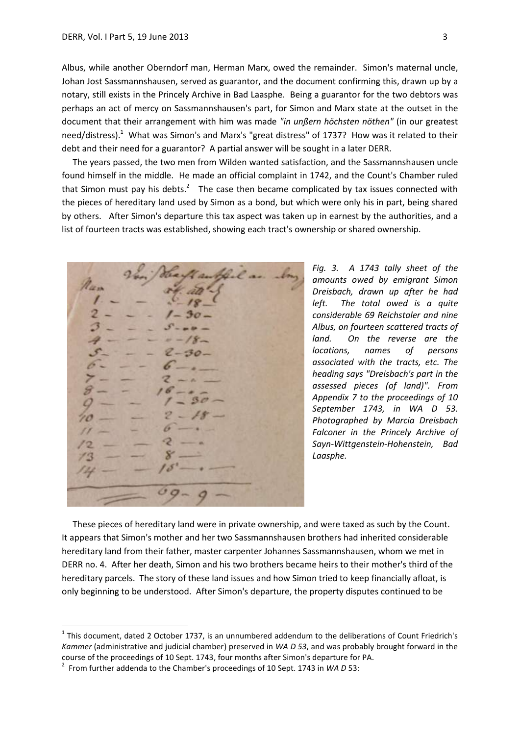Albus, while another Oberndorf man, Herman Marx, owed the remainder. Simon's maternal uncle, Johan Jost Sassmannshausen, served as guarantor, and the document confirming this, drawn up by a notary, still exists in the Princely Archive in Bad Laasphe. Being a guarantor for the two debtors was perhaps an act of mercy on Sassmannshausen's part, for Simon and Marx state at the outset in the document that their arrangement with him was made *"in unßern höchsten nöthen"* (in our greatest need/distress).[1] What was Simon's and Marx's "great distress" of 1737? How was it related to their debt and their need for a guarantor? A partial answer will be sought in a later DERR.

The years passed, the two men from Wilden wanted satisfaction, and the Sassmannshausen uncle found himself in the middle. He made an official complaint in 1742, and the Count's Chamber ruled that Simon must pay his debts.[2] The case then became complicated by tax issues connected with the pieces of hereditary land used by Simon as a bond, but which were only his in part, being shared by others. After Simon's departure this tax aspect was taken up in earnest by the authorities, and a list of fourteen tracts was established, showing each tract's ownership or shared ownership.

*Fig. 3. A 1743 tally sheet of the amounts owed by emigrant Simon Dreisbach, drawn up after he had left. The total owed is a quite considerable 69 Reichstaler and nine Albus, on fourteen scattered tracts of land. On the reverse are the locations, names of persons associated with the tracts, etc. The heading says "Dreisbach's part in the assessed pieces (of land)". From Appendix 7 to the proceedings of 10 September 1743, in WA D 53. Photographed by Marcia Dreisbach Falconer in the Princely Archive of Sayn-Wittgenstein-Hohenstein, Bad Laasphe.*

These pieces of hereditary land were in private ownership, and were taxed as such by the Count. It appears that Simon's mother and her two Sassmannshausen brothers had inherited considerable hereditary land from their father, master carpenter Johannes Sassmannshausen, whom we met in DERR no. 4. After her death, Simon and his two brothers became heirs to their mother's third of the hereditary parcels. The story of these land issues and how Simon tried to keep financially afloat, is only beginning to be understood. After Simon's departure, the property disputes continued to be

---

[1] This document, dated 2 October 1737, is an unnumbered addendum to the deliberations of Count Friedrich's *Kammer* (administrative and judicial chamber) preserved in *WA D 53*, and was probably brought forward in the course of the proceedings of 10 Sept. 1743, four months after Simon's departure for PA.

[2] From further addenda to the Chamber's proceedings of 10 Sept. 1743 in *WA D* 53: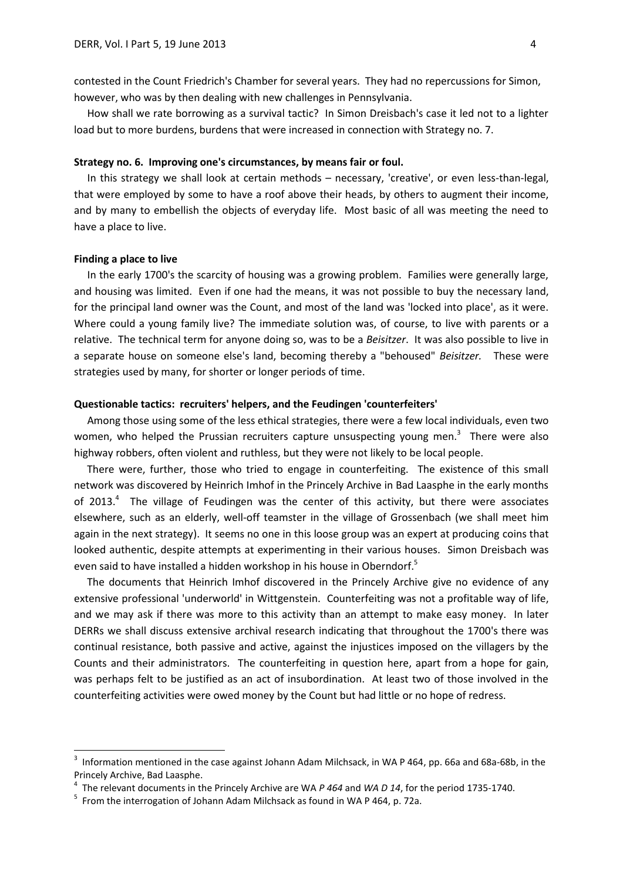contested in the Count Friedrich's Chamber for several years. They had no repercussions for Simon, however, who was by then dealing with new challenges in Pennsylvania.

How shall we rate borrowing as a survival tactic? In Simon Dreisbach's case it led not to a lighter load but to more burdens, burdens that were increased in connection with Strategy no. 7.

**Strategy no. 6. Improving one's circumstances, by means fair or foul.**

In this strategy we shall look at certain methods – necessary, 'creative', or even less-than-legal, that were employed by some to have a roof above their heads, by others to augment their income, and by many to embellish the objects of everyday life. Most basic of all was meeting the need to have a place to live.

**Finding a place to live**

In the early 1700's the scarcity of housing was a growing problem. Families were generally large, and housing was limited. Even if one had the means, it was not possible to buy the necessary land, for the principal land owner was the Count, and most of the land was 'locked into place', as it were. Where could a young family live? The immediate solution was, of course, to live with parents or a relative. The technical term for anyone doing so, was to be a *Beisitzer*. It was also possible to live in a separate house on someone else's land, becoming thereby a "behoused" *Beisitzer.* These were strategies used by many, for shorter or longer periods of time.

**Questionable tactics: recruiters' helpers, and the Feudingen 'counterfeiters'**

Among those using some of the less ethical strategies, there were a few local individuals, even two women, who helped the Prussian recruiters capture unsuspecting young men.[3] There were also highway robbers, often violent and ruthless, but they were not likely to be local people.

There were, further, those who tried to engage in counterfeiting. The existence of this small network was discovered by Heinrich Imhof in the Princely Archive in Bad Laasphe in the early months of 2013.[4] The village of Feudingen was the center of this activity, but there were associates elsewhere, such as an elderly, well-off teamster in the village of Grossenbach (we shall meet him again in the next strategy). It seems no one in this loose group was an expert at producing coins that looked authentic, despite attempts at experimenting in their various houses. Simon Dreisbach was even said to have installed a hidden workshop in his house in Oberndorf.[5]

The documents that Heinrich Imhof discovered in the Princely Archive give no evidence of any extensive professional 'underworld' in Wittgenstein. Counterfeiting was not a profitable way of life, and we may ask if there was more to this activity than an attempt to make easy money. In later DERRs we shall discuss extensive archival research indicating that throughout the 1700's there was continual resistance, both passive and active, against the injustices imposed on the villagers by the Counts and their administrators. The counterfeiting in question here, apart from a hope for gain, was perhaps felt to be justified as an act of insubordination. At least two of those involved in the counterfeiting activities were owed money by the Count but had little or no hope of redress.

---

[3] Information mentioned in the case against Johann Adam Milchsack, in WA P 464, pp. 66a and 68a-68b, in the Princely Archive, Bad Laasphe.

[4] The relevant documents in the Princely Archive are WA *P 464* and *WA D 14*, for the period 1735-1740.

[5] From the interrogation of Johann Adam Milchsack as found in WA P 464, p. 72a.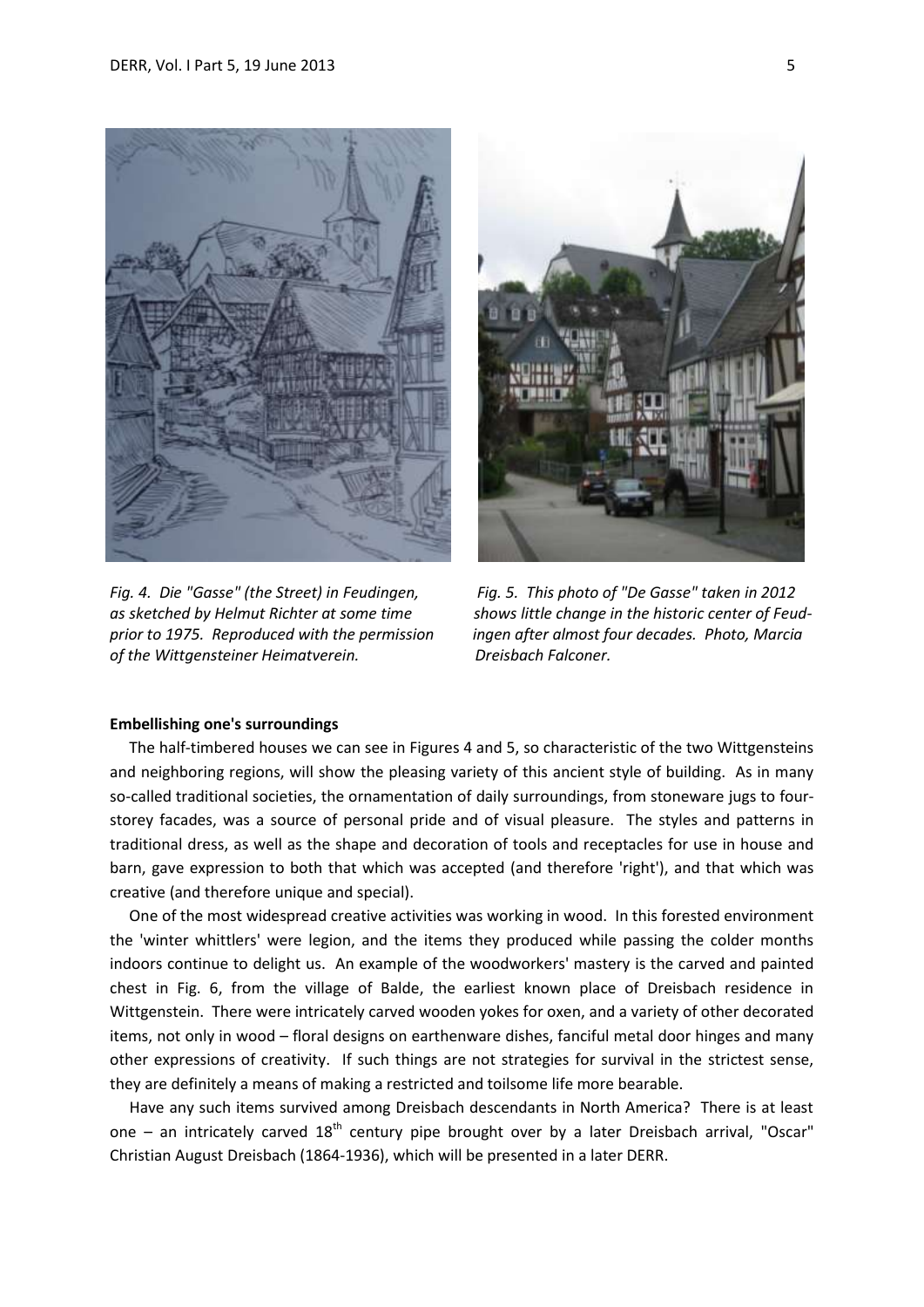*Fig. 4. Die "Gasse" (the Street) in Feudingen, as sketched by Helmut Richter at some time prior to 1975. Reproduced with the permission of the Wittgensteiner Heimatverein.*

*Fig. 5. This photo of "De Gasse" taken in 2012 shows little change in the historic center of Feudingen after almost four decades. Photo, Marcia Dreisbach Falconer.*

**Embellishing one's surroundings**

The half-timbered houses we can see in Figures 4 and 5, so characteristic of the two Wittgensteins and neighboring regions, will show the pleasing variety of this ancient style of building. As in many so-called traditional societies, the ornamentation of daily surroundings, from stoneware jugs to four-storey facades, was a source of personal pride and of visual pleasure. The styles and patterns in traditional dress, as well as the shape and decoration of tools and receptacles for use in house and barn, gave expression to both that which was accepted (and therefore 'right'), and that which was creative (and therefore unique and special).

One of the most widespread creative activities was working in wood. In this forested environment the 'winter whittlers' were legion, and the items they produced while passing the colder months indoors continue to delight us. An example of the woodworkers' mastery is the carved and painted chest in Fig. 6, from the village of Balde, the earliest known place of Dreisbach residence in Wittgenstein. There were intricately carved wooden yokes for oxen, and a variety of other decorated items, not only in wood – floral designs on earthenware dishes, fanciful metal door hinges and many other expressions of creativity. If such things are not strategies for survival in the strictest sense, they are definitely a means of making a restricted and toilsome life more bearable.

Have any such items survived among Dreisbach descendants in North America? There is at least one – an intricately carved 18th century pipe brought over by a later Dreisbach arrival, "Oscar" Christian August Dreisbach (1864-1936), which will be presented in a later DERR.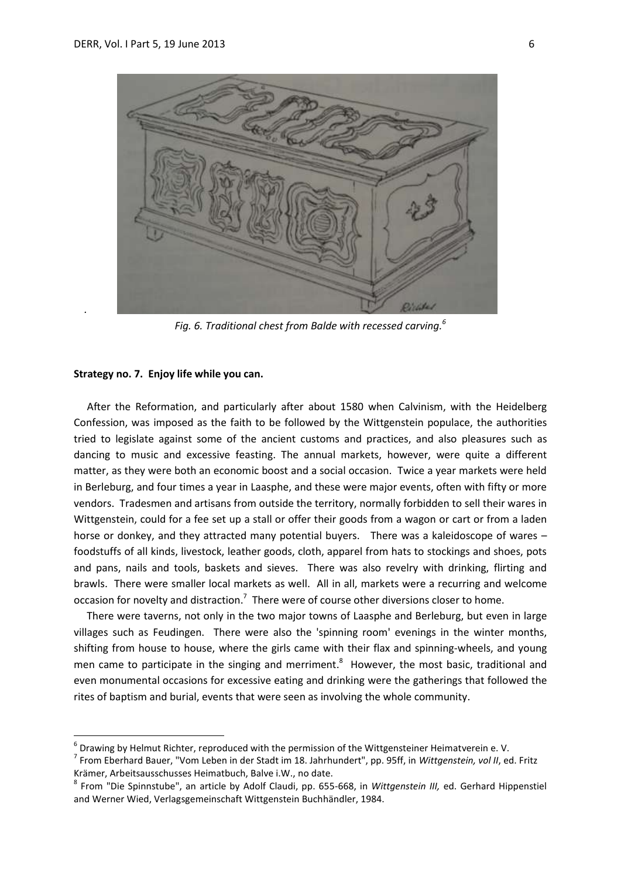*Fig. 6. Traditional chest from Balde with recessed carving.*[6]

**Strategy no. 7. Enjoy life while you can.**

After the Reformation, and particularly after about 1580 when Calvinism, with the Heidelberg Confession, was imposed as the faith to be followed by the Wittgenstein populace, the authorities tried to legislate against some of the ancient customs and practices, and also pleasures such as dancing to music and excessive feasting. The annual markets, however, were quite a different matter, as they were both an economic boost and a social occasion. Twice a year markets were held in Berleburg, and four times a year in Laasphe, and these were major events, often with fifty or more vendors. Tradesmen and artisans from outside the territory, normally forbidden to sell their wares in Wittgenstein, could for a fee set up a stall or offer their goods from a wagon or cart or from a laden horse or donkey, and they attracted many potential buyers. There was a kaleidoscope of wares – foodstuffs of all kinds, livestock, leather goods, cloth, apparel from hats to stockings and shoes, pots and pans, nails and tools, baskets and sieves. There was also revelry with drinking, flirting and brawls. There were smaller local markets as well. All in all, markets were a recurring and welcome occasion for novelty and distraction.[7] There were of course other diversions closer to home.

There were taverns, not only in the two major towns of Laasphe and Berleburg, but even in large villages such as Feudingen. There were also the 'spinning room' evenings in the winter months, shifting from house to house, where the girls came with their flax and spinning-wheels, and young men came to participate in the singing and merriment.[8] However, the most basic, traditional and even monumental occasions for excessive eating and drinking were the gatherings that followed the rites of baptism and burial, events that were seen as involving the whole community.

---

[6] Drawing by Helmut Richter, reproduced with the permission of the Wittgensteiner Heimatverein e. V.

[7] From Eberhard Bauer, "Vom Leben in der Stadt im 18. Jahrhundert", pp. 95ff, in *Wittgenstein, vol II*, ed. Fritz Krämer, Arbeitsausschusses Heimatbuch, Balve i.W., no date.

[8] From "Die Spinnstube", an article by Adolf Claudi, pp. 655-668, in *Wittgenstein III,* ed. Gerhard Hippenstiel and Werner Wied, Verlagsgemeinschaft Wittgenstein Buchhändler, 1984.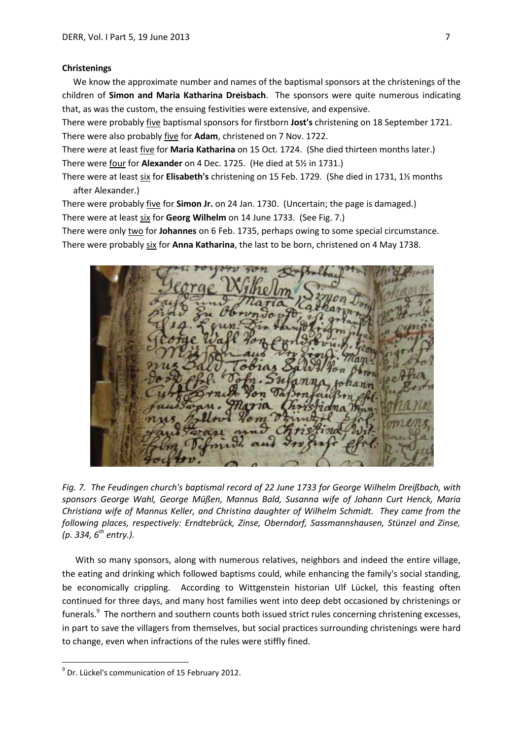**Christenings**

We know the approximate number and names of the baptismal sponsors at the christenings of the children of **Simon and Maria Katharina Dreisbach**. The sponsors were quite numerous indicating that, as was the custom, the ensuing festivities were extensive, and expensive.

There were probably five baptismal sponsors for firstborn **Jost's** christening on 18 September 1721.
There were also probably five for **Adam**, christened on 7 Nov. 1722.
There were at least five for **Maria Katharina** on 15 Oct. 1724. (She died thirteen months later.)
There were four for **Alexander** on 4 Dec. 1725. (He died at 5½ in 1731.)
There were at least six for **Elisabeth's** christening on 15 Feb. 1729. (She died in 1731, 1½ months after Alexander.)
There were probably five for **Simon Jr.** on 24 Jan. 1730. (Uncertain; the page is damaged.)
There were at least six for **Georg Wilhelm** on 14 June 1733. (See Fig. 7.)
There were only two for **Johannes** on 6 Feb. 1735, perhaps owing to some special circumstance.
There were probably six for **Anna Katharina**, the last to be born, christened on 4 May 1738.

*Fig. 7. The Feudingen church's baptismal record of 22 June 1733 for George Wilhelm Dreißbach, with sponsors George Wahl, George Müßen, Mannus Bald, Susanna wife of Johann Curt Henck, Maria Christiana wife of Mannus Keller, and Christina daughter of Wilhelm Schmidt. They came from the following places, respectively: Erndtebrück, Zinse, Oberndorf, Sassmannshausen, Stünzel and Zinse, (p. 334, 6th entry.).*

With so many sponsors, along with numerous relatives, neighbors and indeed the entire village, the eating and drinking which followed baptisms could, while enhancing the family's social standing, be economically crippling. According to Wittgenstein historian Ulf Lückel, this feasting often continued for three days, and many host families went into deep debt occasioned by christenings or funerals.[9] The northern and southern counts both issued strict rules concerning christening excesses, in part to save the villagers from themselves, but social practices surrounding christenings were hard to change, even when infractions of the rules were stiffly fined.

[9] Dr. Lückel's communication of 15 February 2012.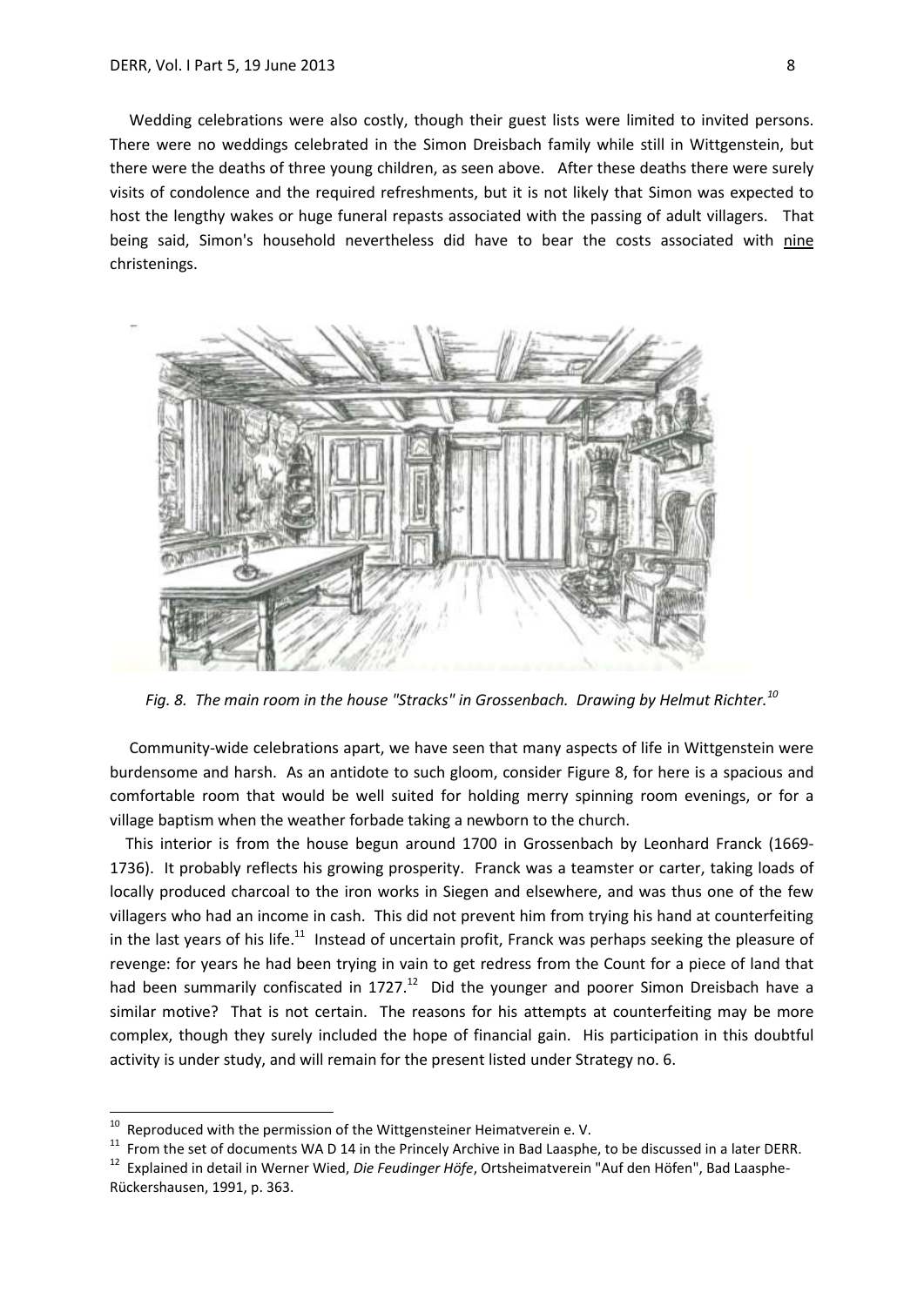Wedding celebrations were also costly, though their guest lists were limited to invited persons. There were no weddings celebrated in the Simon Dreisbach family while still in Wittgenstein, but there were the deaths of three young children, as seen above. After these deaths there were surely visits of condolence and the required refreshments, but it is not likely that Simon was expected to host the lengthy wakes or huge funeral repasts associated with the passing of adult villagers. That being said, Simon's household nevertheless did have to bear the costs associated with <u>nine</u> christenings.

*Fig. 8. The main room in the house "Stracks" in Grossenbach. Drawing by Helmut Richter.*[10]

Community-wide celebrations apart, we have seen that many aspects of life in Wittgenstein were burdensome and harsh. As an antidote to such gloom, consider Figure 8, for here is a spacious and comfortable room that would be well suited for holding merry spinning room evenings, or for a village baptism when the weather forbade taking a newborn to the church.

This interior is from the house begun around 1700 in Grossenbach by Leonhard Franck (1669-1736). It probably reflects his growing prosperity. Franck was a teamster or carter, taking loads of locally produced charcoal to the iron works in Siegen and elsewhere, and was thus one of the few villagers who had an income in cash. This did not prevent him from trying his hand at counterfeiting in the last years of his life.[11] Instead of uncertain profit, Franck was perhaps seeking the pleasure of revenge: for years he had been trying in vain to get redress from the Count for a piece of land that had been summarily confiscated in 1727.[12] Did the younger and poorer Simon Dreisbach have a similar motive? That is not certain. The reasons for his attempts at counterfeiting may be more complex, though they surely included the hope of financial gain. His participation in this doubtful activity is under study, and will remain for the present listed under Strategy no. 6.

---

[10] Reproduced with the permission of the Wittgensteiner Heimatverein e. V.

[11] From the set of documents WA D 14 in the Princely Archive in Bad Laasphe, to be discussed in a later DERR.

[12] Explained in detail in Werner Wied, *Die Feudinger Höfe*, Ortsheimatverein "Auf den Höfen", Bad Laasphe-Rückershausen, 1991, p. 363.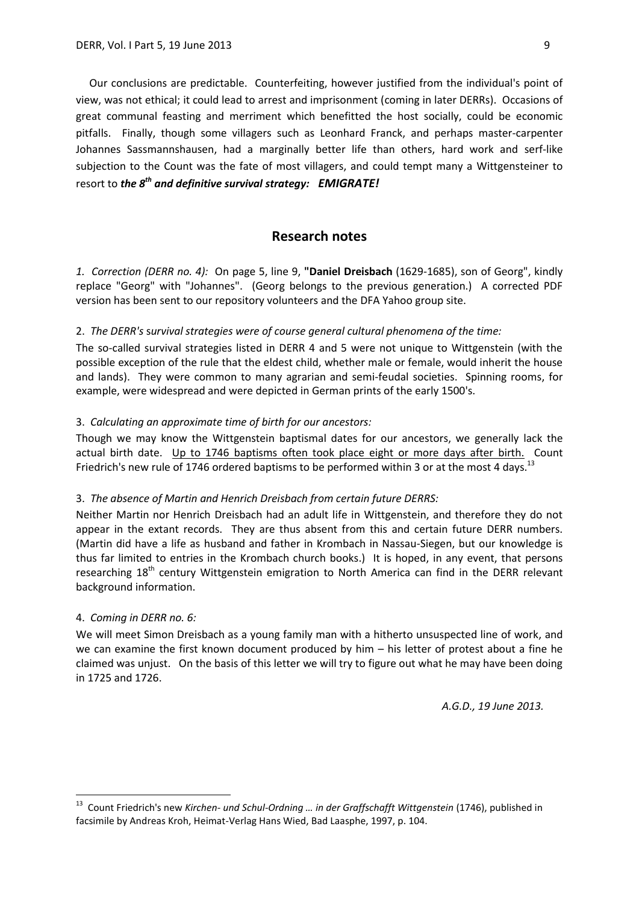Our conclusions are predictable. Counterfeiting, however justified from the individual's point of view, was not ethical; it could lead to arrest and imprisonment (coming in later DERRs). Occasions of great communal feasting and merriment which benefitted the host socially, could be economic pitfalls. Finally, though some villagers such as Leonhard Franck, and perhaps master-carpenter Johannes Sassmannshausen, had a marginally better life than others, hard work and serf-like subjection to the Count was the fate of most villagers, and could tempt many a Wittgensteiner to resort to ***the 8th and definitive survival strategy: EMIGRATE!***

## Research notes

*1. Correction (DERR no. 4):* On page 5, line 9, **"Daniel Dreisbach** (1629-1685), son of Georg", kindly replace "Georg" with "Johannes". (Georg belongs to the previous generation.) A corrected PDF version has been sent to our repository volunteers and the DFA Yahoo group site.

2. *The DERR's survival strategies were of course general cultural phenomena of the time:*

The so-called survival strategies listed in DERR 4 and 5 were not unique to Wittgenstein (with the possible exception of the rule that the eldest child, whether male or female, would inherit the house and lands). They were common to many agrarian and semi-feudal societies. Spinning rooms, for example, were widespread and were depicted in German prints of the early 1500's.

3. *Calculating an approximate time of birth for our ancestors:*

Though we may know the Wittgenstein baptismal dates for our ancestors, we generally lack the actual birth date. Up to 1746 baptisms often took place eight or more days after birth. Count Friedrich's new rule of 1746 ordered baptisms to be performed within 3 or at the most 4 days.[13]

3. *The absence of Martin and Henrich Dreisbach from certain future DERRS:*

Neither Martin nor Henrich Dreisbach had an adult life in Wittgenstein, and therefore they do not appear in the extant records. They are thus absent from this and certain future DERR numbers. (Martin did have a life as husband and father in Krombach in Nassau-Siegen, but our knowledge is thus far limited to entries in the Krombach church books.) It is hoped, in any event, that persons researching 18th century Wittgenstein emigration to North America can find in the DERR relevant background information.

4. *Coming in DERR no. 6:*

We will meet Simon Dreisbach as a young family man with a hitherto unsuspected line of work, and we can examine the first known document produced by him – his letter of protest about a fine he claimed was unjust. On the basis of this letter we will try to figure out what he may have been doing in 1725 and 1726.

*A.G.D., 19 June 2013.*

---

[13] Count Friedrich's new *Kirchen- und Schul-Ordning … in der Graffschafft Wittgenstein* (1746), published in facsimile by Andreas Kroh, Heimat-Verlag Hans Wied, Bad Laasphe, 1997, p. 104.